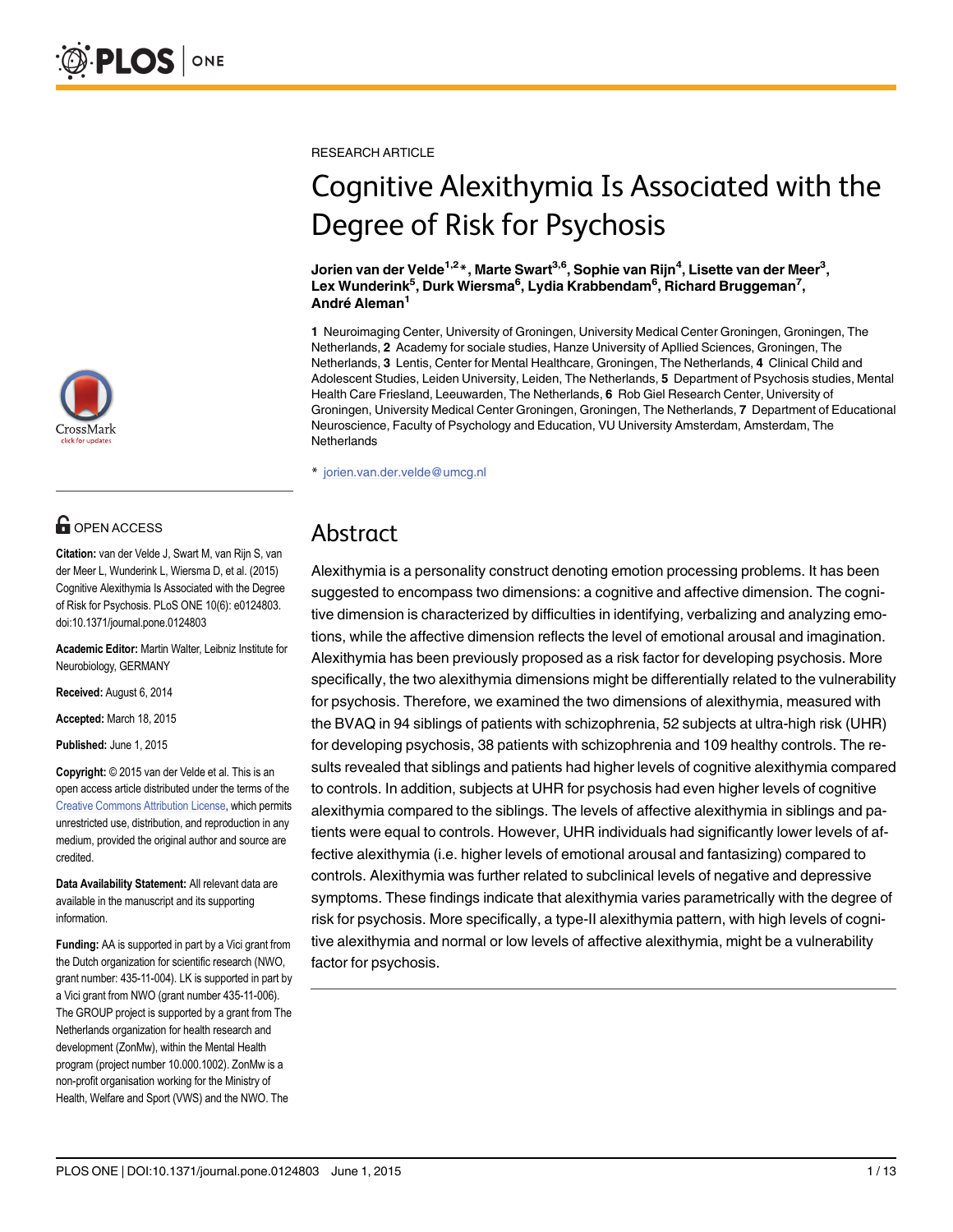RESEARCH ARTICLE

# Cognitive Alexithymia Is Associated with the Degree of Risk for Psychosis

**Jorien van der Velde[1,2]*, Marte Swart[3,6], Sophie van Rijn[4], Lisette van der Meer[3], Lex Wunderink[5], Durk Wiersma[6], Lydia Krabbendam[6], Richard Bruggeman[7], André Aleman[1]**

**1** Neuroimaging Center, University of Groningen, University Medical Center Groningen, Groningen, The Netherlands, **2** Academy for sociale studies, Hanze University of Apllied Sciences, Groningen, The Netherlands, **3** Lentis, Center for Mental Healthcare, Groningen, The Netherlands, **4** Clinical Child and Adolescent Studies, Leiden University, Leiden, The Netherlands, **5** Department of Psychosis studies, Mental Health Care Friesland, Leeuwarden, The Netherlands, **6** Rob Giel Research Center, University of Groningen, University Medical Center Groningen, Groningen, The Netherlands, **7** Department of Educational Neuroscience, Faculty of Psychology and Education, VU University Amsterdam, Amsterdam, The Netherlands

* jorien.van.der.velde@umcg.nl

OPEN ACCESS

**Citation:** van der Velde J, Swart M, van Rijn S, van der Meer L, Wunderink L, Wiersma D, et al. (2015) Cognitive Alexithymia Is Associated with the Degree of Risk for Psychosis. PLoS ONE 10(6): e0124803. doi:10.1371/journal.pone.0124803

**Academic Editor:** Martin Walter, Leibniz Institute for Neurobiology, GERMANY

**Received:** August 6, 2014

**Accepted:** March 18, 2015

**Published:** June 1, 2015

**Copyright:** © 2015 van der Velde et al. This is an open access article distributed under the terms of the Creative Commons Attribution License, which permits unrestricted use, distribution, and reproduction in any medium, provided the original author and source are credited.

**Data Availability Statement:** All relevant data are available in the manuscript and its supporting information.

**Funding:** AA is supported in part by a Vici grant from the Dutch organization for scientific research (NWO, grant number: 435-11-004). LK is supported in part by a Vici grant from NWO (grant number 435-11-006). The GROUP project is supported by a grant from The Netherlands organization for health research and development (ZonMw), within the Mental Health program (project number 10.000.1002). ZonMw is a non-profit organisation working for the Ministry of Health, Welfare and Sport (VWS) and the NWO. The

## Abstract

Alexithymia is a personality construct denoting emotion processing problems. It has been suggested to encompass two dimensions: a cognitive and affective dimension. The cognitive dimension is characterized by difficulties in identifying, verbalizing and analyzing emotions, while the affective dimension reflects the level of emotional arousal and imagination. Alexithymia has been previously proposed as a risk factor for developing psychosis. More specifically, the two alexithymia dimensions might be differentially related to the vulnerability for psychosis. Therefore, we examined the two dimensions of alexithymia, measured with the BVAQ in 94 siblings of patients with schizophrenia, 52 subjects at ultra-high risk (UHR) for developing psychosis, 38 patients with schizophrenia and 109 healthy controls. The results revealed that siblings and patients had higher levels of cognitive alexithymia compared to controls. In addition, subjects at UHR for psychosis had even higher levels of cognitive alexithymia compared to the siblings. The levels of affective alexithymia in siblings and patients were equal to controls. However, UHR individuals had significantly lower levels of affective alexithymia (i.e. higher levels of emotional arousal and fantasizing) compared to controls. Alexithymia was further related to subclinical levels of negative and depressive symptoms. These findings indicate that alexithymia varies parametrically with the degree of risk for psychosis. More specifically, a type-II alexithymia pattern, with high levels of cognitive alexithymia and normal or low levels of affective alexithymia, might be a vulnerability factor for psychosis.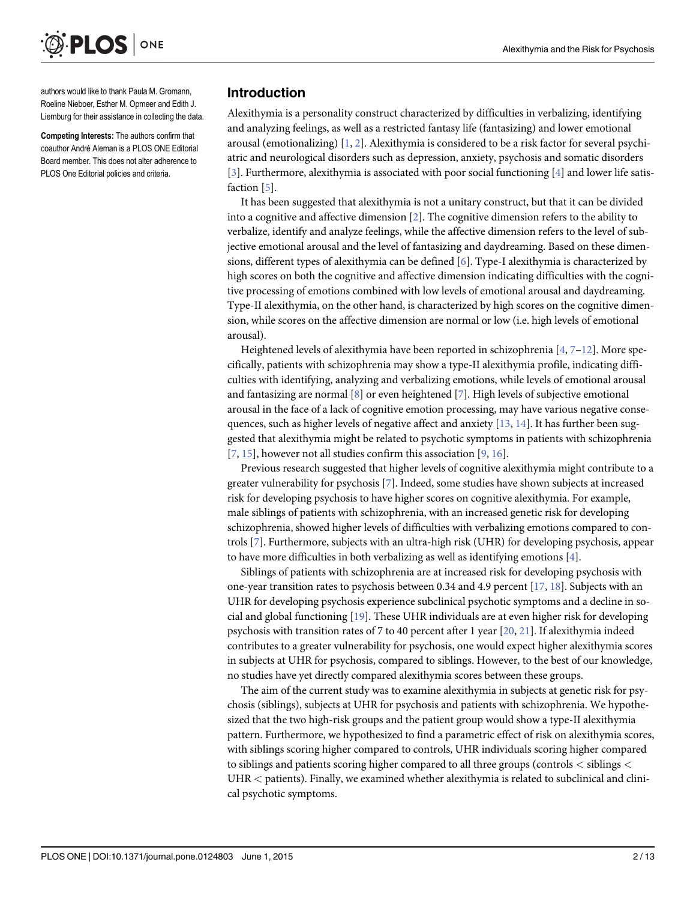authors would like to thank Paula M. Gromann, Roeline Nieboer, Esther M. Opmeer and Edith J. Liemburg for their assistance in collecting the data.

**Competing Interests:** The authors confirm that coauthor André Aleman is a PLOS ONE Editorial Board member. This does not alter adherence to PLOS One Editorial policies and criteria.

## Introduction

Alexithymia is a personality construct characterized by difficulties in verbalizing, identifying and analyzing feelings, as well as a restricted fantasy life (fantasizing) and lower emotional arousal (emotionalizing) [1, 2]. Alexithymia is considered to be a risk factor for several psychiatric and neurological disorders such as depression, anxiety, psychosis and somatic disorders [3]. Furthermore, alexithymia is associated with poor social functioning [4] and lower life satisfaction [5].

It has been suggested that alexithymia is not a unitary construct, but that it can be divided into a cognitive and affective dimension [2]. The cognitive dimension refers to the ability to verbalize, identify and analyze feelings, while the affective dimension refers to the level of subjective emotional arousal and the level of fantasizing and daydreaming. Based on these dimensions, different types of alexithymia can be defined [6]. Type-I alexithymia is characterized by high scores on both the cognitive and affective dimension indicating difficulties with the cognitive processing of emotions combined with low levels of emotional arousal and daydreaming. Type-II alexithymia, on the other hand, is characterized by high scores on the cognitive dimension, while scores on the affective dimension are normal or low (i.e. high levels of emotional arousal).

Heightened levels of alexithymia have been reported in schizophrenia [4, 7–12]. More specifically, patients with schizophrenia may show a type-II alexithymia profile, indicating difficulties with identifying, analyzing and verbalizing emotions, while levels of emotional arousal and fantasizing are normal [8] or even heightened [7]. High levels of subjective emotional arousal in the face of a lack of cognitive emotion processing, may have various negative consequences, such as higher levels of negative affect and anxiety [13, 14]. It has further been suggested that alexithymia might be related to psychotic symptoms in patients with schizophrenia [7, 15], however not all studies confirm this association [9, 16].

Previous research suggested that higher levels of cognitive alexithymia might contribute to a greater vulnerability for psychosis [7]. Indeed, some studies have shown subjects at increased risk for developing psychosis to have higher scores on cognitive alexithymia. For example, male siblings of patients with schizophrenia, with an increased genetic risk for developing schizophrenia, showed higher levels of difficulties with verbalizing emotions compared to controls [7]. Furthermore, subjects with an ultra-high risk (UHR) for developing psychosis, appear to have more difficulties in both verbalizing as well as identifying emotions [4].

Siblings of patients with schizophrenia are at increased risk for developing psychosis with one-year transition rates to psychosis between 0.34 and 4.9 percent [17, 18]. Subjects with an UHR for developing psychosis experience subclinical psychotic symptoms and a decline in social and global functioning [19]. These UHR individuals are at even higher risk for developing psychosis with transition rates of 7 to 40 percent after 1 year [20, 21]. If alexithymia indeed contributes to a greater vulnerability for psychosis, one would expect higher alexithymia scores in subjects at UHR for psychosis, compared to siblings. However, to the best of our knowledge, no studies have yet directly compared alexithymia scores between these groups.

The aim of the current study was to examine alexithymia in subjects at genetic risk for psychosis (siblings), subjects at UHR for psychosis and patients with schizophrenia. We hypothesized that the two high-risk groups and the patient group would show a type-II alexithymia pattern. Furthermore, we hypothesized to find a parametric effect of risk on alexithymia scores, with siblings scoring higher compared to controls, UHR individuals scoring higher compared to siblings and patients scoring higher compared to all three groups (controls < siblings < UHR < patients). Finally, we examined whether alexithymia is related to subclinical and clinical psychotic symptoms.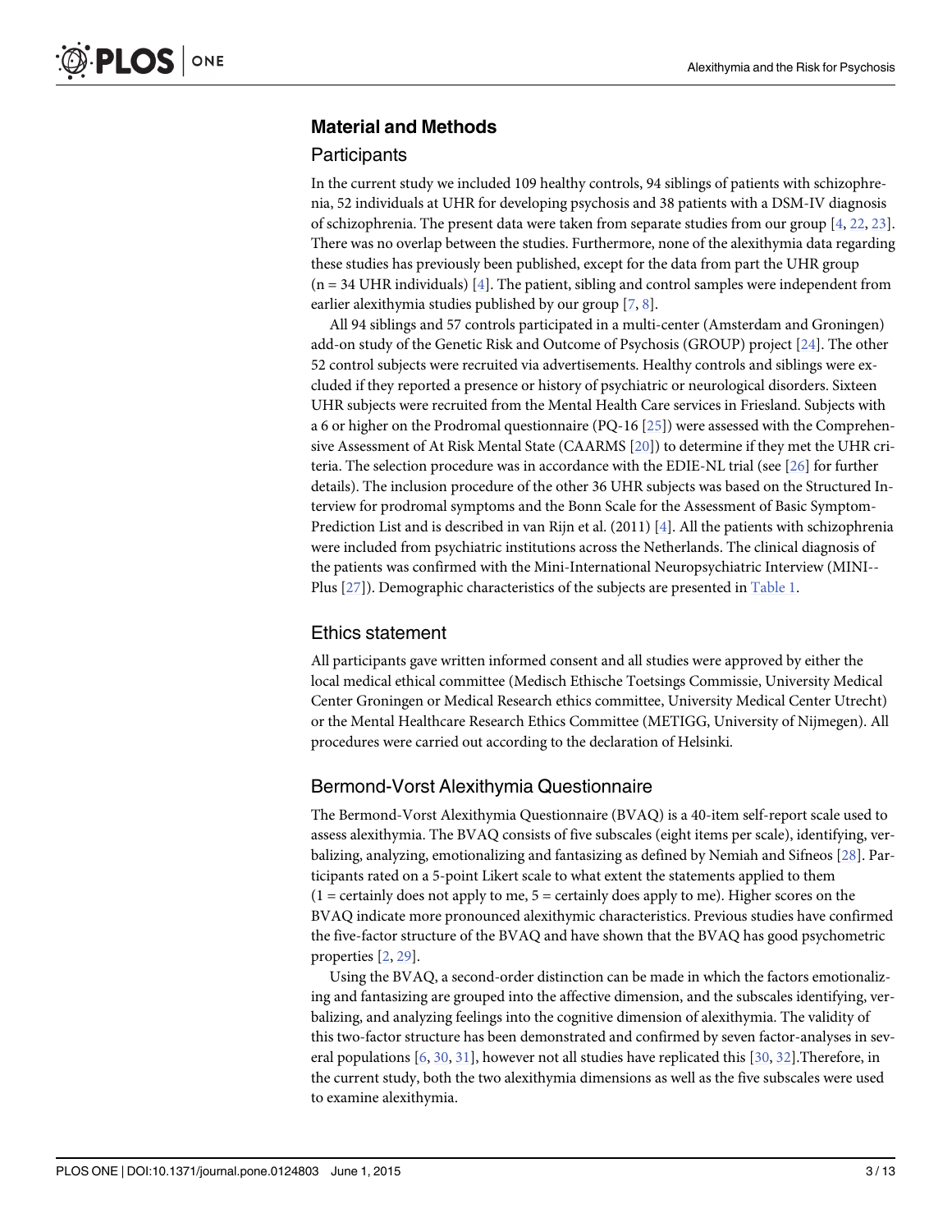## Material and Methods

### Participants

In the current study we included 109 healthy controls, 94 siblings of patients with schizophrenia, 52 individuals at UHR for developing psychosis and 38 patients with a DSM-IV diagnosis of schizophrenia. The present data were taken from separate studies from our group [4, 22, 23]. There was no overlap between the studies. Furthermore, none of the alexithymia data regarding these studies has previously been published, except for the data from part the UHR group (n = 34 UHR individuals) [4]. The patient, sibling and control samples were independent from earlier alexithymia studies published by our group [7, 8].

All 94 siblings and 57 controls participated in a multi-center (Amsterdam and Groningen) add-on study of the Genetic Risk and Outcome of Psychosis (GROUP) project [24]. The other 52 control subjects were recruited via advertisements. Healthy controls and siblings were excluded if they reported a presence or history of psychiatric or neurological disorders. Sixteen UHR subjects were recruited from the Mental Health Care services in Friesland. Subjects with a 6 or higher on the Prodromal questionnaire (PQ-16 [25]) were assessed with the Comprehensive Assessment of At Risk Mental State (CAARMS [20]) to determine if they met the UHR criteria. The selection procedure was in accordance with the EDIE-NL trial (see [26] for further details). The inclusion procedure of the other 36 UHR subjects was based on the Structured Interview for prodromal symptoms and the Bonn Scale for the Assessment of Basic Symptom-Prediction List and is described in van Rijn et al. (2011) [4]. All the patients with schizophrenia were included from psychiatric institutions across the Netherlands. The clinical diagnosis of the patients was confirmed with the Mini-International Neuropsychiatric Interview (MINI--Plus [27]). Demographic characteristics of the subjects are presented in Table 1.

### Ethics statement

All participants gave written informed consent and all studies were approved by either the local medical ethical committee (Medisch Ethische Toetsings Commissie, University Medical Center Groningen or Medical Research ethics committee, University Medical Center Utrecht) or the Mental Healthcare Research Ethics Committee (METIGG, University of Nijmegen). All procedures were carried out according to the declaration of Helsinki.

### Bermond-Vorst Alexithymia Questionnaire

The Bermond-Vorst Alexithymia Questionnaire (BVAQ) is a 40-item self-report scale used to assess alexithymia. The BVAQ consists of five subscales (eight items per scale), identifying, verbalizing, analyzing, emotionalizing and fantasizing as defined by Nemiah and Sifneos [28]. Participants rated on a 5-point Likert scale to what extent the statements applied to them (1 = certainly does not apply to me, 5 = certainly does apply to me). Higher scores on the BVAQ indicate more pronounced alexithymic characteristics. Previous studies have confirmed the five-factor structure of the BVAQ and have shown that the BVAQ has good psychometric properties [2, 29].

Using the BVAQ, a second-order distinction can be made in which the factors emotionalizing and fantasizing are grouped into the affective dimension, and the subscales identifying, verbalizing, and analyzing feelings into the cognitive dimension of alexithymia. The validity of this two-factor structure has been demonstrated and confirmed by seven factor-analyses in several populations [6, 30, 31], however not all studies have replicated this [30, 32].Therefore, in the current study, both the two alexithymia dimensions as well as the five subscales were used to examine alexithymia.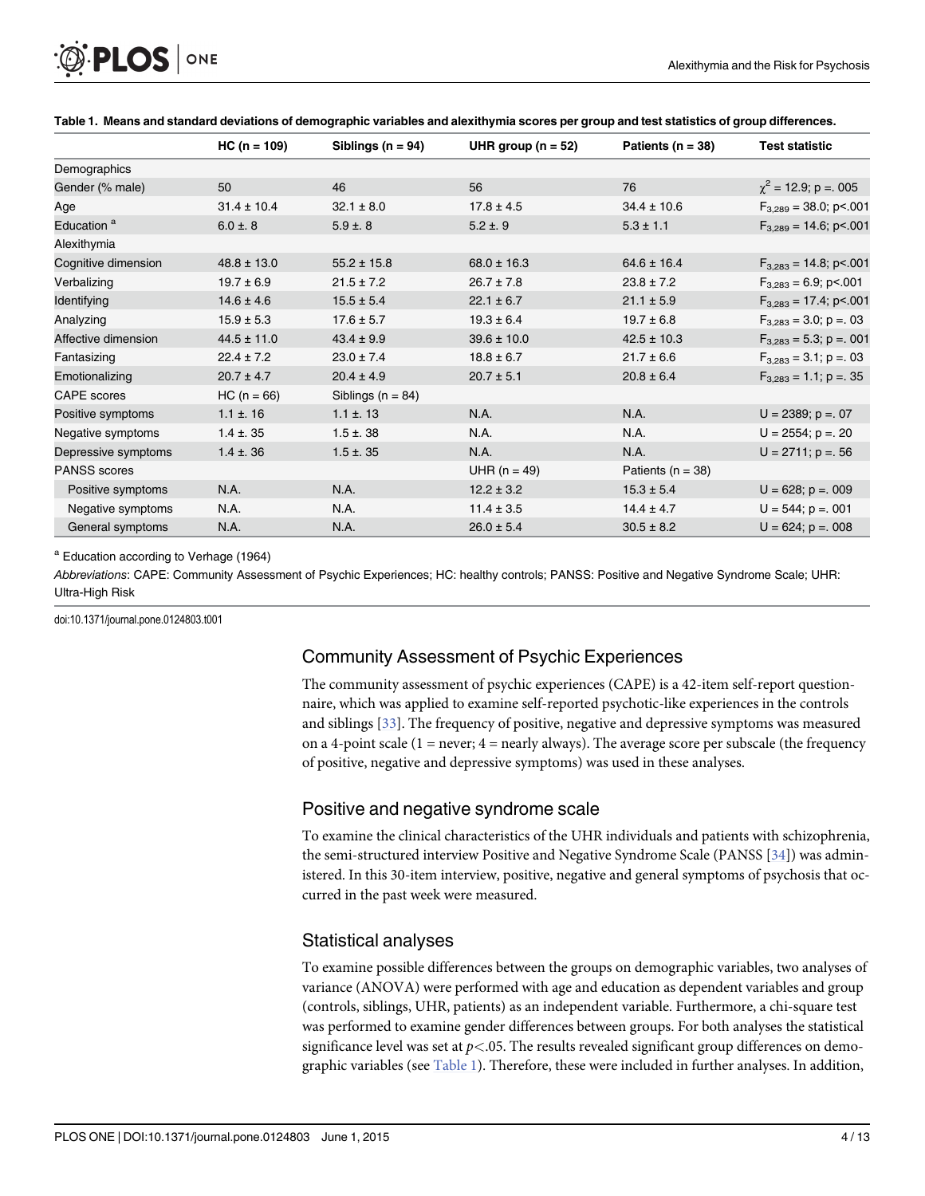**Table 1. Means and standard deviations of demographic variables and alexithymia scores per group and test statistics of group differences.**

| | HC (n = 109) | Siblings (n = 94) | UHR group (n = 52) | Patients (n = 38) | Test statistic |
|---|---|---|---|---|---|
| Demographics | | | | | |
| Gender (% male) | 50 | 46 | 56 | 76 | $\chi^2$ = 12.9; p =. 005 |
| Age | 31.4 ± 10.4 | 32.1 ± 8.0 | 17.8 ± 4.5 | 34.4 ± 10.6 | $F_{3,289}$ = 38.0; p<.001 |
| Education [a] | 6.0 ±. 8 | 5.9 ±. 8 | 5.2 ±. 9 | 5.3 ± 1.1 | $F_{3,289}$ = 14.6; p<.001 |
| Alexithymia | | | | | |
| Cognitive dimension | 48.8 ± 13.0 | 55.2 ± 15.8 | 68.0 ± 16.3 | 64.6 ± 16.4 | $F_{3,283}$ = 14.8; p<.001 |
| Verbalizing | 19.7 ± 6.9 | 21.5 ± 7.2 | 26.7 ± 7.8 | 23.8 ± 7.2 | $F_{3,283}$ = 6.9; p<.001 |
| Identifying | 14.6 ± 4.6 | 15.5 ± 5.4 | 22.1 ± 6.7 | 21.1 ± 5.9 | $F_{3,283}$ = 17.4; p<.001 |
| Analyzing | 15.9 ± 5.3 | 17.6 ± 5.7 | 19.3 ± 6.4 | 19.7 ± 6.8 | $F_{3,283}$ = 3.0; p =. 03 |
| Affective dimension | 44.5 ± 11.0 | 43.4 ± 9.9 | 39.6 ± 10.0 | 42.5 ± 10.3 | $F_{3,283}$ = 5.3; p =. 001 |
| Fantasizing | 22.4 ± 7.2 | 23.0 ± 7.4 | 18.8 ± 6.7 | 21.7 ± 6.6 | $F_{3,283}$ = 3.1; p =. 03 |
| Emotionalizing | 20.7 ± 4.7 | 20.4 ± 4.9 | 20.7 ± 5.1 | 20.8 ± 6.4 | $F_{3,283}$ = 1.1; p =. 35 |
| CAPE scores | HC (n = 66) | Siblings (n = 84) | | | |
| Positive symptoms | 1.1 ±. 16 | 1.1 ±. 13 | N.A. | N.A. | U = 2389; p =. 07 |
| Negative symptoms | 1.4 ±. 35 | 1.5 ±. 38 | N.A. | N.A. | U = 2554; p =. 20 |
| Depressive symptoms | 1.4 ±. 36 | 1.5 ±. 35 | N.A. | N.A. | U = 2711; p =. 56 |
| PANSS scores | | | UHR (n = 49) | Patients (n = 38) | |
| Positive symptoms | N.A. | N.A. | 12.2 ± 3.2 | 15.3 ± 5.4 | U = 628; p =. 009 |
| Negative symptoms | N.A. | N.A. | 11.4 ± 3.5 | 14.4 ± 4.7 | U = 544; p =. 001 |
| General symptoms | N.A. | N.A. | 26.0 ± 5.4 | 30.5 ± 8.2 | U = 624; p =. 008 |

[a] Education according to Verhage (1964)

*Abbreviations*: CAPE: Community Assessment of Psychic Experiences; HC: healthy controls; PANSS: Positive and Negative Syndrome Scale; UHR: Ultra-High Risk

doi:10.1371/journal.pone.0124803.t001

## Community Assessment of Psychic Experiences

The community assessment of psychic experiences (CAPE) is a 42-item self-report questionnaire, which was applied to examine self-reported psychotic-like experiences in the controls and siblings [33]. The frequency of positive, negative and depressive symptoms was measured on a 4-point scale (1 = never; 4 = nearly always). The average score per subscale (the frequency of positive, negative and depressive symptoms) was used in these analyses.

## Positive and negative syndrome scale

To examine the clinical characteristics of the UHR individuals and patients with schizophrenia, the semi-structured interview Positive and Negative Syndrome Scale (PANSS [34]) was administered. In this 30-item interview, positive, negative and general symptoms of psychosis that occurred in the past week were measured.

## Statistical analyses

To examine possible differences between the groups on demographic variables, two analyses of variance (ANOVA) were performed with age and education as dependent variables and group (controls, siblings, UHR, patients) as an independent variable. Furthermore, a chi-square test was performed to examine gender differences between groups. For both analyses the statistical significance level was set at $p<.05$. The results revealed significant group differences on demographic variables (see Table 1). Therefore, these were included in further analyses. In addition,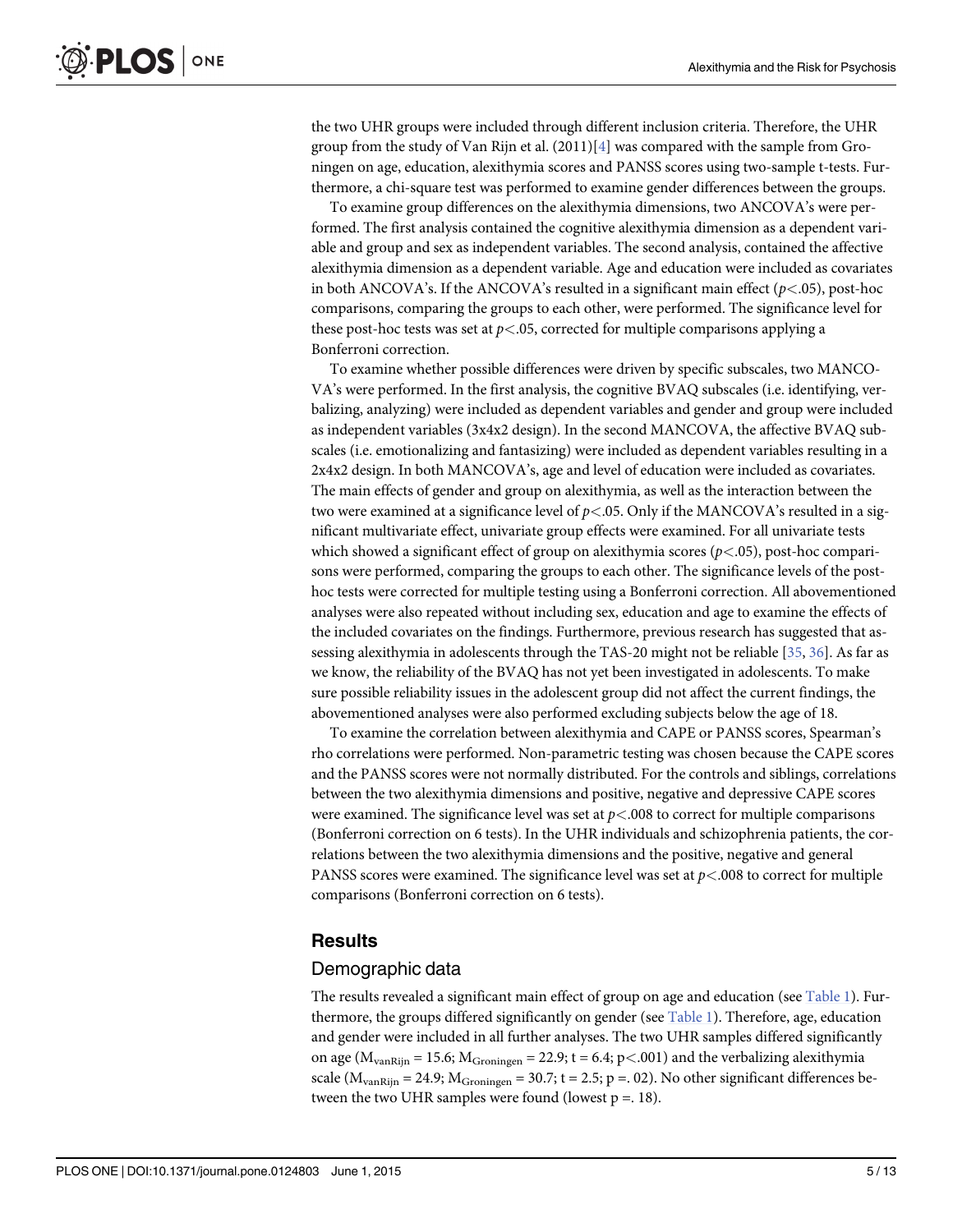the two UHR groups were included through different inclusion criteria. Therefore, the UHR group from the study of Van Rijn et al. (2011)[4] was compared with the sample from Groningen on age, education, alexithymia scores and PANSS scores using two-sample t-tests. Furthermore, a chi-square test was performed to examine gender differences between the groups.

To examine group differences on the alexithymia dimensions, two ANCOVA's were performed. The first analysis contained the cognitive alexithymia dimension as a dependent variable and group and sex as independent variables. The second analysis, contained the affective alexithymia dimension as a dependent variable. Age and education were included as covariates in both ANCOVA's. If the ANCOVA's resulted in a significant main effect ($p<.05$), post-hoc comparisons, comparing the groups to each other, were performed. The significance level for these post-hoc tests was set at $p<.05$, corrected for multiple comparisons applying a Bonferroni correction.

To examine whether possible differences were driven by specific subscales, two MANCOVA's were performed. In the first analysis, the cognitive BVAQ subscales (i.e. identifying, verbalizing, analyzing) were included as dependent variables and gender and group were included as independent variables (3x4x2 design). In the second MANCOVA, the affective BVAQ subscales (i.e. emotionalizing and fantasizing) were included as dependent variables resulting in a 2x4x2 design. In both MANCOVA's, age and level of education were included as covariates. The main effects of gender and group on alexithymia, as well as the interaction between the two were examined at a significance level of $p<.05$. Only if the MANCOVA's resulted in a significant multivariate effect, univariate group effects were examined. For all univariate tests which showed a significant effect of group on alexithymia scores ($p<.05$), post-hoc comparisons were performed, comparing the groups to each other. The significance levels of the post-hoc tests were corrected for multiple testing using a Bonferroni correction. All abovementioned analyses were also repeated without including sex, education and age to examine the effects of the included covariates on the findings. Furthermore, previous research has suggested that assessing alexithymia in adolescents through the TAS-20 might not be reliable [35, 36]. As far as we know, the reliability of the BVAQ has not yet been investigated in adolescents. To make sure possible reliability issues in the adolescent group did not affect the current findings, the abovementioned analyses were also performed excluding subjects below the age of 18.

To examine the correlation between alexithymia and CAPE or PANSS scores, Spearman's rho correlations were performed. Non-parametric testing was chosen because the CAPE scores and the PANSS scores were not normally distributed. For the controls and siblings, correlations between the two alexithymia dimensions and positive, negative and depressive CAPE scores were examined. The significance level was set at $p<.008$ to correct for multiple comparisons (Bonferroni correction on 6 tests). In the UHR individuals and schizophrenia patients, the correlations between the two alexithymia dimensions and the positive, negative and general PANSS scores were examined. The significance level was set at $p<.008$ to correct for multiple comparisons (Bonferroni correction on 6 tests).

## Results

### Demographic data

The results revealed a significant main effect of group on age and education (see Table 1). Furthermore, the groups differed significantly on gender (see Table 1). Therefore, age, education and gender were included in all further analyses. The two UHR samples differed significantly on age ($M_{vanRijn} = 15.6$; $M_{Groningen} = 22.9$; $t = 6.4$; $p<.001$) and the verbalizing alexithymia scale ($M_{vanRijn} = 24.9$; $M_{Groningen} = 30.7$; $t = 2.5$; $p = .02$). No other significant differences between the two UHR samples were found (lowest $p = .18$).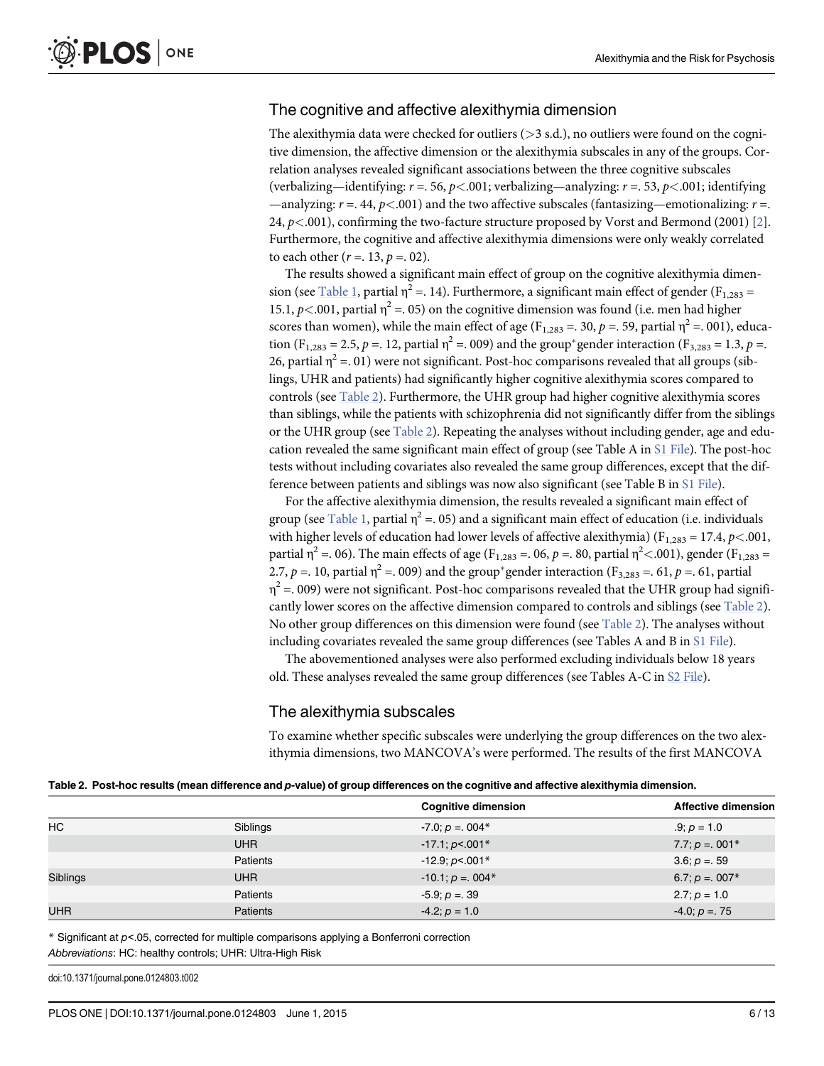## The cognitive and affective alexithymia dimension

The alexithymia data were checked for outliers (>3 s.d.), no outliers were found on the cognitive dimension, the affective dimension or the alexithymia subscales in any of the groups. Correlation analyses revealed significant associations between the three cognitive subscales (verbalizing—identifying: $r$ =. 56, $p$<.001; verbalizing—analyzing: $r$ =. 53, $p$<.001; identifying—analyzing: $r$ =. 44, $p$<.001) and the two affective subscales (fantasizing—emotionalizing: $r$ =. 24, $p$<.001), confirming the two-facture structure proposed by Vorst and Bermond (2001) [2]. Furthermore, the cognitive and affective alexithymia dimensions were only weakly correlated to each other ($r$ =. 13, $p$ =. 02).

The results showed a significant main effect of group on the cognitive alexithymia dimension (see Table 1, partial $\eta^2$ =. 14). Furthermore, a significant main effect of gender ($F_{1,283}$ = 15.1, $p$<.001, partial $\eta^2$ =. 05) on the cognitive dimension was found (i.e. men had higher scores than women), while the main effect of age ($F_{1,283}$ =. 30, $p$ =. 59, partial $\eta^2$ =. 001), education ($F_{1,283}$ = 2.5, $p$ =. 12, partial $\eta^2$ =. 009) and the group*gender interaction ($F_{3,283}$ = 1.3, $p$ =. 26, partial $\eta^2$ =. 01) were not significant. Post-hoc comparisons revealed that all groups (siblings, UHR and patients) had significantly higher cognitive alexithymia scores compared to controls (see Table 2). Furthermore, the UHR group had higher cognitive alexithymia scores than siblings, while the patients with schizophrenia did not significantly differ from the siblings or the UHR group (see Table 2). Repeating the analyses without including gender, age and education revealed the same significant main effect of group (see Table A in S1 File). The post-hoc tests without including covariates also revealed the same group differences, except that the difference between patients and siblings was now also significant (see Table B in S1 File).

For the affective alexithymia dimension, the results revealed a significant main effect of group (see Table 1, partial $\eta^2$ =. 05) and a significant main effect of education (i.e. individuals with higher levels of education had lower levels of affective alexithymia) ($F_{1,283}$ = 17.4, $p$<.001, partial $\eta^2$ =. 06). The main effects of age ($F_{1,283}$ =. 06, $p$ =. 80, partial $\eta^2$<.001), gender ($F_{1,283}$ = 2.7, $p$ =. 10, partial $\eta^2$ =. 009) and the group*gender interaction ($F_{3,283}$ =. 61, $p$ =. 61, partial $\eta^2$ =. 009) were not significant. Post-hoc comparisons revealed that the UHR group had significantly lower scores on the affective dimension compared to controls and siblings (see Table 2). No other group differences on this dimension were found (see Table 2). The analyses without including covariates revealed the same group differences (see Tables A and B in S1 File).

The abovementioned analyses were also performed excluding individuals below 18 years old. These analyses revealed the same group differences (see Tables A-C in S2 File).

## The alexithymia subscales

To examine whether specific subscales were underlying the group differences on the two alexithymia dimensions, two MANCOVA's were performed. The results of the first MANCOVA

**Table 2. Post-hoc results (mean difference and *p*-value) of group differences on the cognitive and affective alexithymia dimension.**

| | | Cognitive dimension | Affective dimension |
|---|---|---|---|
| HC | Siblings | -7.0; $p$ =. 004* | .9; $p$ = 1.0 |
| | UHR | -17.1; $p$<.001* | 7.7; $p$ =. 001* |
| | Patients | -12.9; $p$<.001* | 3.6; $p$ =. 59 |
| Siblings | UHR | -10.1; $p$ =. 004* | 6.7; $p$ =. 007* |
| | Patients | -5.9; $p$ =. 39 | 2.7; $p$ = 1.0 |
| UHR | Patients | -4.2; $p$ = 1.0 | -4.0; $p$ =. 75 |

\* Significant at $p$<.05, corrected for multiple comparisons applying a Bonferroni correction

*Abbreviations*: HC: healthy controls; UHR: Ultra-High Risk

doi:10.1371/journal.pone.0124803.t002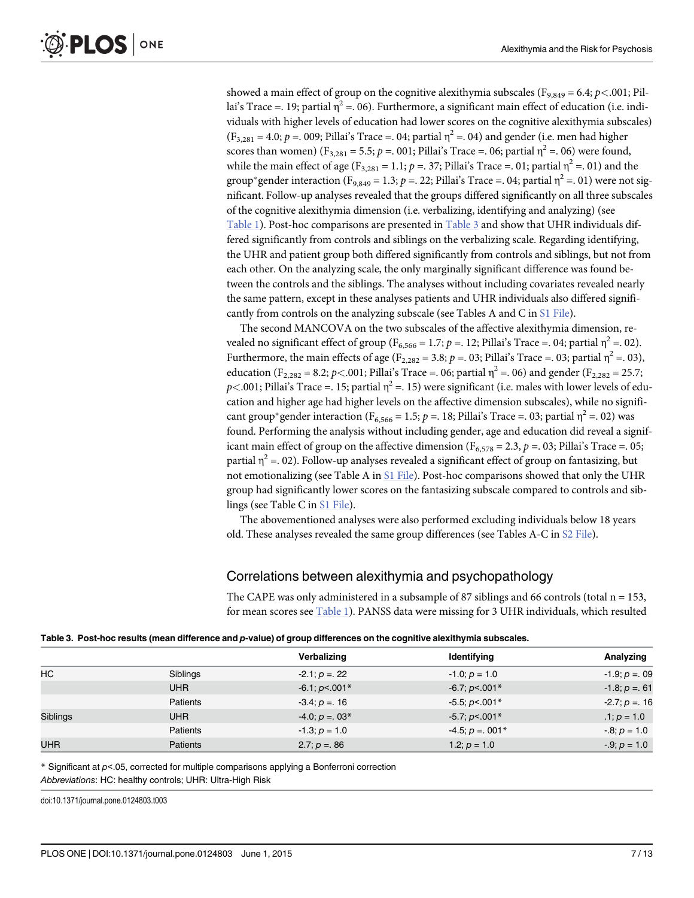showed a main effect of group on the cognitive alexithymia subscales ($F_{9,849} = 6.4$; $p<.001$; Pillai's Trace =. 19; partial $\eta^2$ =. 06). Furthermore, a significant main effect of education (i.e. individuals with higher levels of education had lower scores on the cognitive alexithymia subscales) ($F_{3,281} = 4.0$; $p$ =. 009; Pillai's Trace =. 04; partial $\eta^2$ =. 04) and gender (i.e. men had higher scores than women) ($F_{3,281} = 5.5$; $p$ =. 001; Pillai's Trace =. 06; partial $\eta^2$ =. 06) were found, while the main effect of age ($F_{3,281} = 1.1$; $p$ =. 37; Pillai's Trace =. 01; partial $\eta^2$ =. 01) and the group*gender interaction ($F_{9,849} = 1.3$; $p$ =. 22; Pillai's Trace =. 04; partial $\eta^2$ =. 01) were not significant. Follow-up analyses revealed that the groups differed significantly on all three subscales of the cognitive alexithymia dimension (i.e. verbalizing, identifying and analyzing) (see Table 1). Post-hoc comparisons are presented in Table 3 and show that UHR individuals differed significantly from controls and siblings on the verbalizing scale. Regarding identifying, the UHR and patient group both differed significantly from controls and siblings, but not from each other. On the analyzing scale, the only marginally significant difference was found between the controls and the siblings. The analyses without including covariates revealed nearly the same pattern, except in these analyses patients and UHR individuals also differed significantly from controls on the analyzing subscale (see Tables A and C in S1 File).

The second MANCOVA on the two subscales of the affective alexithymia dimension, revealed no significant effect of group ($F_{6,566} = 1.7$; $p$ =. 12; Pillai's Trace =. 04; partial $\eta^2$ =. 02). Furthermore, the main effects of age ($F_{2,282} = 3.8$; $p$ =. 03; Pillai's Trace =. 03; partial $\eta^2$ =. 03), education ($F_{2,282} = 8.2$; $p<.001$; Pillai's Trace =. 06; partial $\eta^2$ =. 06) and gender ($F_{2,282} = 25.7$; $p<.001$; Pillai's Trace =. 15; partial $\eta^2$ =. 15) were significant (i.e. males with lower levels of education and higher age had higher levels on the affective dimension subscales), while no significant group*gender interaction ($F_{6,566} = 1.5$; $p$ =. 18; Pillai's Trace =. 03; partial $\eta^2$ =. 02) was found. Performing the analysis without including gender, age and education did reveal a significant main effect of group on the affective dimension ($F_{6,578} = 2.3$, $p$ =. 03; Pillai's Trace =. 05; partial $\eta^2$ =. 02). Follow-up analyses revealed a significant effect of group on fantasizing, but not emotionalizing (see Table A in S1 File). Post-hoc comparisons showed that only the UHR group had significantly lower scores on the fantasizing subscale compared to controls and siblings (see Table C in S1 File).

The abovementioned analyses were also performed excluding individuals below 18 years old. These analyses revealed the same group differences (see Tables A-C in S2 File).

## Correlations between alexithymia and psychopathology

The CAPE was only administered in a subsample of 87 siblings and 66 controls (total n = 153, for mean scores see Table 1). PANSS data were missing for 3 UHR individuals, which resulted

**Table 3. Post-hoc results (mean difference and *p*-value) of group differences on the cognitive alexithymia subscales.**

| | | Verbalizing | Identifying | Analyzing |
|---|---|---|---|---|
| HC | Siblings | -2.1; $p$ =. 22 | -1.0; $p$ = 1.0 | -1.9; $p$ =. 09 |
| | UHR | -6.1; $p$<.001* | -6.7; $p$<.001* | -1.8; $p$ =. 61 |
| | Patients | -3.4; $p$ =. 16 | -5.5; $p$<.001* | -2.7; $p$ =. 16 |
| Siblings | UHR | -4.0; $p$ =. 03* | -5.7; $p$<.001* | .1; $p$ = 1.0 |
| | Patients | -1.3; $p$ = 1.0 | -4.5; $p$ =. 001* | -.8; $p$ = 1.0 |
| UHR | Patients | 2.7; $p$ =. 86 | 1.2; $p$ = 1.0 | -.9; $p$ = 1.0 |

* Significant at $p<.05$, corrected for multiple comparisons applying a Bonferroni correction

*Abbreviations*: HC: healthy controls; UHR: Ultra-High Risk

doi:10.1371/journal.pone.0124803.t003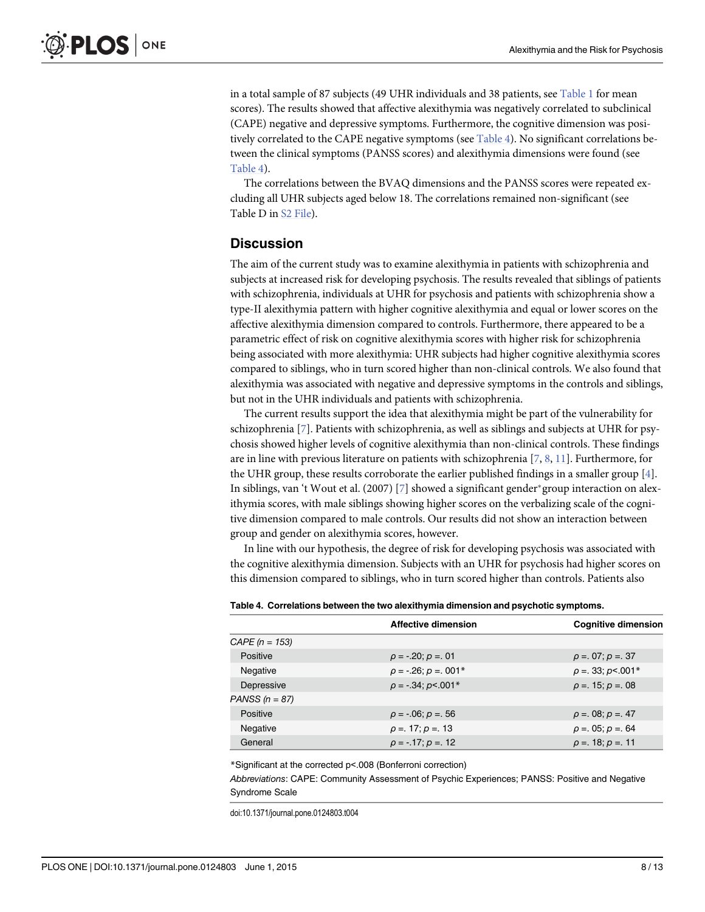in a total sample of 87 subjects (49 UHR individuals and 38 patients, see Table 1 for mean scores). The results showed that affective alexithymia was negatively correlated to subclinical (CAPE) negative and depressive symptoms. Furthermore, the cognitive dimension was positively correlated to the CAPE negative symptoms (see Table 4). No significant correlations between the clinical symptoms (PANSS scores) and alexithymia dimensions were found (see Table 4).

The correlations between the BVAQ dimensions and the PANSS scores were repeated excluding all UHR subjects aged below 18. The correlations remained non-significant (see Table D in S2 File).

## Discussion

The aim of the current study was to examine alexithymia in patients with schizophrenia and subjects at increased risk for developing psychosis. The results revealed that siblings of patients with schizophrenia, individuals at UHR for psychosis and patients with schizophrenia show a type-II alexithymia pattern with higher cognitive alexithymia and equal or lower scores on the affective alexithymia dimension compared to controls. Furthermore, there appeared to be a parametric effect of risk on cognitive alexithymia scores with higher risk for schizophrenia being associated with more alexithymia: UHR subjects had higher cognitive alexithymia scores compared to siblings, who in turn scored higher than non-clinical controls. We also found that alexithymia was associated with negative and depressive symptoms in the controls and siblings, but not in the UHR individuals and patients with schizophrenia.

The current results support the idea that alexithymia might be part of the vulnerability for schizophrenia [7]. Patients with schizophrenia, as well as siblings and subjects at UHR for psychosis showed higher levels of cognitive alexithymia than non-clinical controls. These findings are in line with previous literature on patients with schizophrenia [7, 8, 11]. Furthermore, for the UHR group, these results corroborate the earlier published findings in a smaller group [4]. In siblings, van 't Wout et al. (2007) [7] showed a significant gender*group interaction on alexithymia scores, with male siblings showing higher scores on the verbalizing scale of the cognitive dimension compared to male controls. Our results did not show an interaction between group and gender on alexithymia scores, however.

In line with our hypothesis, the degree of risk for developing psychosis was associated with the cognitive alexithymia dimension. Subjects with an UHR for psychosis had higher scores on this dimension compared to siblings, who in turn scored higher than controls. Patients also

**Table 4. Correlations between the two alexithymia dimension and psychotic symptoms.**

| | Affective dimension | Cognitive dimension |
|---|---|---|
| *CAPE (n = 153)* | | |
| Positive | $\rho = -.20$; $p = .01$ | $\rho = .07$; $p = .37$ |
| Negative | $\rho = -.26$; $p = .001$* | $\rho = .33$; $p < .001$* |
| Depressive | $\rho = -.34$; $p < .001$* | $\rho = .15$; $p = .08$ |
| *PANSS (n = 87)* | | |
| Positive | $\rho = -.06$; $p = .56$ | $\rho = .08$; $p = .47$ |
| Negative | $\rho = .17$; $p = .13$ | $\rho = .05$; $p = .64$ |
| General | $\rho = -.17$; $p = .12$ | $\rho = .18$; $p = .11$ |

*Significant at the corrected p<.008 (Bonferroni correction)

*Abbreviations*: CAPE: Community Assessment of Psychic Experiences; PANSS: Positive and Negative Syndrome Scale

doi:10.1371/journal.pone.0124803.t004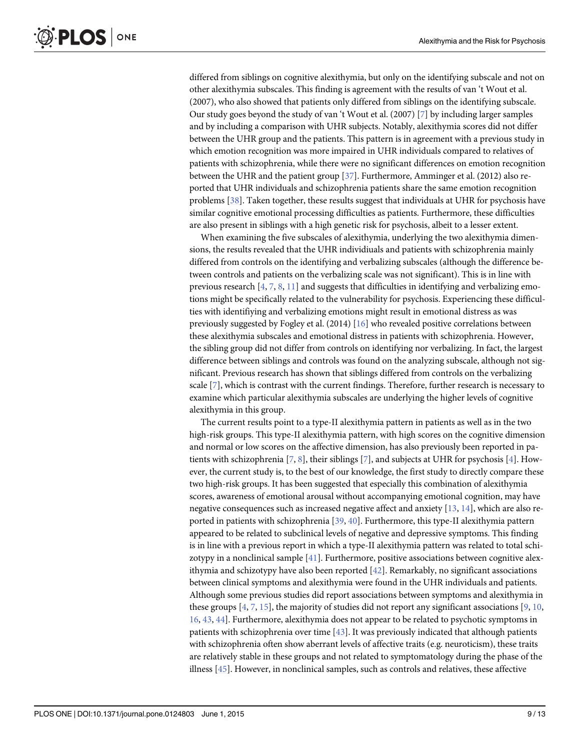differed from siblings on cognitive alexithymia, but only on the identifying subscale and not on other alexithymia subscales. This finding is agreement with the results of van 't Wout et al. (2007), who also showed that patients only differed from siblings on the identifying subscale. Our study goes beyond the study of van 't Wout et al. (2007) [7] by including larger samples and by including a comparison with UHR subjects. Notably, alexithymia scores did not differ between the UHR group and the patients. This pattern is in agreement with a previous study in which emotion recognition was more impaired in UHR individuals compared to relatives of patients with schizophrenia, while there were no significant differences on emotion recognition between the UHR and the patient group [37]. Furthermore, Amminger et al. (2012) also reported that UHR individuals and schizophrenia patients share the same emotion recognition problems [38]. Taken together, these results suggest that individuals at UHR for psychosis have similar cognitive emotional processing difficulties as patients. Furthermore, these difficulties are also present in siblings with a high genetic risk for psychosis, albeit to a lesser extent.

When examining the five subscales of alexithymia, underlying the two alexithymia dimensions, the results revealed that the UHR individiuals and patients with schizophrenia mainly differed from controls on the identifying and verbalizing subscales (although the difference between controls and patients on the verbalizing scale was not significant). This is in line with previous research [4, 7, 8, 11] and suggests that difficulties in identifying and verbalizing emotions might be specifically related to the vulnerability for psychosis. Experiencing these difficulties with identifiying and verbalizing emotions might result in emotional distress as was previously suggested by Fogley et al. (2014) [16] who revealed positive correlations between these alexithymia subscales and emotional distress in patients with schizophrenia. However, the sibling group did not differ from controls on identifying nor verbalizing. In fact, the largest difference between siblings and controls was found on the analyzing subscale, although not significant. Previous research has shown that siblings differed from controls on the verbalizing scale [7], which is contrast with the current findings. Therefore, further research is necessary to examine which particular alexithymia subscales are underlying the higher levels of cognitive alexithymia in this group.

The current results point to a type-II alexithymia pattern in patients as well as in the two high-risk groups. This type-II alexithymia pattern, with high scores on the cognitive dimension and normal or low scores on the affective dimension, has also previously been reported in patients with schizophrenia [7, 8], their siblings [7], and subjects at UHR for psychosis [4]. However, the current study is, to the best of our knowledge, the first study to directly compare these two high-risk groups. It has been suggested that especially this combination of alexithymia scores, awareness of emotional arousal without accompanying emotional cognition, may have negative consequences such as increased negative affect and anxiety [13, 14], which are also reported in patients with schizophrenia [39, 40]. Furthermore, this type-II alexithymia pattern appeared to be related to subclinical levels of negative and depressive symptoms. This finding is in line with a previous report in which a type-II alexithymia pattern was related to total schizotypy in a nonclinical sample [41]. Furthermore, positive associations between cognitive alexithymia and schizotypy have also been reported [42]. Remarkably, no significant associations between clinical symptoms and alexithymia were found in the UHR individuals and patients. Although some previous studies did report associations between symptoms and alexithymia in these groups [4, 7, 15], the majority of studies did not report any significant associations [9, 10, 16, 43, 44]. Furthermore, alexithymia does not appear to be related to psychotic symptoms in patients with schizophrenia over time [43]. It was previously indicated that although patients with schizophrenia often show aberrant levels of affective traits (e.g. neuroticism), these traits are relatively stable in these groups and not related to symptomatology during the phase of the illness [45]. However, in nonclinical samples, such as controls and relatives, these affective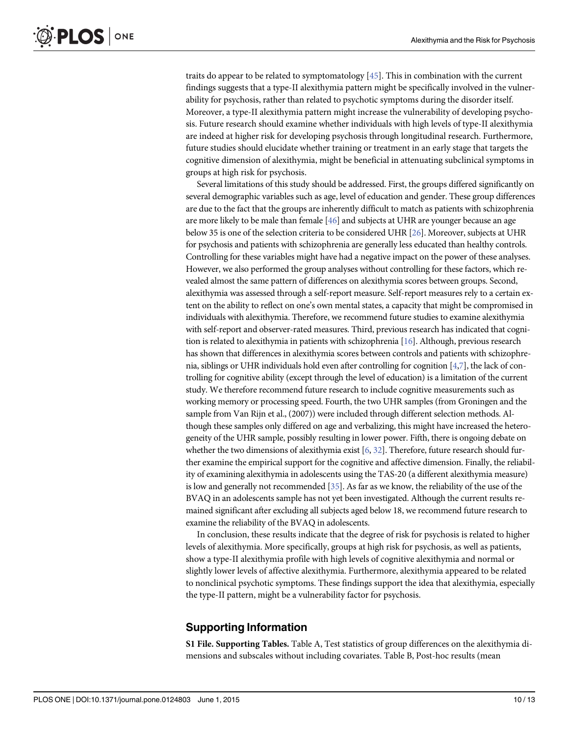traits do appear to be related to symptomatology [45]. This in combination with the current findings suggests that a type-II alexithymia pattern might be specifically involved in the vulnerability for psychosis, rather than related to psychotic symptoms during the disorder itself. Moreover, a type-II alexithymia pattern might increase the vulnerability of developing psychosis. Future research should examine whether individuals with high levels of type-II alexithymia are indeed at higher risk for developing psychosis through longitudinal research. Furthermore, future studies should elucidate whether training or treatment in an early stage that targets the cognitive dimension of alexithymia, might be beneficial in attenuating subclinical symptoms in groups at high risk for psychosis.

Several limitations of this study should be addressed. First, the groups differed significantly on several demographic variables such as age, level of education and gender. These group differences are due to the fact that the groups are inherently difficult to match as patients with schizophrenia are more likely to be male than female [46] and subjects at UHR are younger because an age below 35 is one of the selection criteria to be considered UHR [26]. Moreover, subjects at UHR for psychosis and patients with schizophrenia are generally less educated than healthy controls. Controlling for these variables might have had a negative impact on the power of these analyses. However, we also performed the group analyses without controlling for these factors, which revealed almost the same pattern of differences on alexithymia scores between groups. Second, alexithymia was assessed through a self-report measure. Self-report measures rely to a certain extent on the ability to reflect on one's own mental states, a capacity that might be compromised in individuals with alexithymia. Therefore, we recommend future studies to examine alexithymia with self-report and observer-rated measures. Third, previous research has indicated that cognition is related to alexithymia in patients with schizophrenia [16]. Although, previous research has shown that differences in alexithymia scores between controls and patients with schizophrenia, siblings or UHR individuals hold even after controlling for cognition [4,7], the lack of controlling for cognitive ability (except through the level of education) is a limitation of the current study. We therefore recommend future research to include cognitive measurements such as working memory or processing speed. Fourth, the two UHR samples (from Groningen and the sample from Van Rijn et al., (2007)) were included through different selection methods. Although these samples only differed on age and verbalizing, this might have increased the heterogeneity of the UHR sample, possibly resulting in lower power. Fifth, there is ongoing debate on whether the two dimensions of alexithymia exist [6, 32]. Therefore, future research should further examine the empirical support for the cognitive and affective dimension. Finally, the reliability of examining alexithymia in adolescents using the TAS-20 (a different alexithymia measure) is low and generally not recommended [35]. As far as we know, the reliability of the use of the BVAQ in an adolescents sample has not yet been investigated. Although the current results remained significant after excluding all subjects aged below 18, we recommend future research to examine the reliability of the BVAQ in adolescents.

In conclusion, these results indicate that the degree of risk for psychosis is related to higher levels of alexithymia. More specifically, groups at high risk for psychosis, as well as patients, show a type-II alexithymia profile with high levels of cognitive alexithymia and normal or slightly lower levels of affective alexithymia. Furthermore, alexithymia appeared to be related to nonclinical psychotic symptoms. These findings support the idea that alexithymia, especially the type-II pattern, might be a vulnerability factor for psychosis.

## Supporting Information

**S1 File. Supporting Tables.** Table A, Test statistics of group differences on the alexithymia dimensions and subscales without including covariates. Table B, Post-hoc results (mean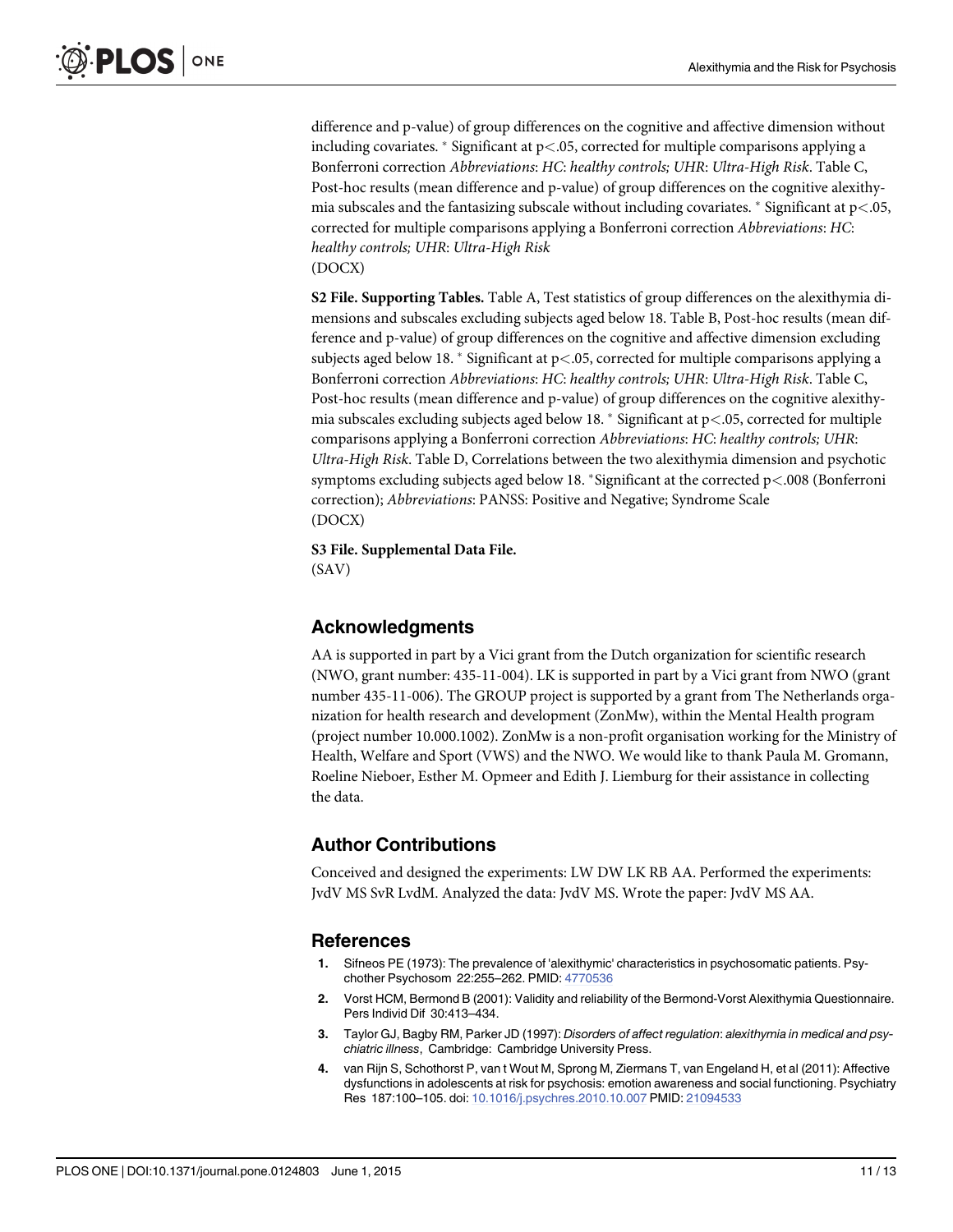difference and p-value) of group differences on the cognitive and affective dimension without including covariates. * Significant at $p < .05$, corrected for multiple comparisons applying a Bonferroni correction *Abbreviations*: *HC*: *healthy controls; UHR*: *Ultra-High Risk*. Table C, Post-hoc results (mean difference and p-value) of group differences on the cognitive alexithymia subscales and the fantasizing subscale without including covariates. * Significant at $p < .05$, corrected for multiple comparisons applying a Bonferroni correction *Abbreviations*: *HC*: *healthy controls; UHR*: *Ultra-High Risk*
(DOCX)

**S2 File. Supporting Tables.** Table A, Test statistics of group differences on the alexithymia dimensions and subscales excluding subjects aged below 18. Table B, Post-hoc results (mean difference and p-value) of group differences on the cognitive and affective dimension excluding subjects aged below 18. * Significant at $p < .05$, corrected for multiple comparisons applying a Bonferroni correction *Abbreviations*: *HC*: *healthy controls; UHR*: *Ultra-High Risk*. Table C, Post-hoc results (mean difference and p-value) of group differences on the cognitive alexithymia subscales excluding subjects aged below 18. * Significant at $p < .05$, corrected for multiple comparisons applying a Bonferroni correction *Abbreviations*: *HC*: *healthy controls; UHR*: *Ultra-High Risk*. Table D, Correlations between the two alexithymia dimension and psychotic symptoms excluding subjects aged below 18. *Significant at the corrected $p < .008$ (Bonferroni correction); *Abbreviations*: PANSS: Positive and Negative; Syndrome Scale
(DOCX)

**S3 File. Supplemental Data File.**
(SAV)

## Acknowledgments

AA is supported in part by a Vici grant from the Dutch organization for scientific research (NWO, grant number: 435-11-004). LK is supported in part by a Vici grant from NWO (grant number 435-11-006). The GROUP project is supported by a grant from The Netherlands organization for health research and development (ZonMw), within the Mental Health program (project number 10.000.1002). ZonMw is a non-profit organisation working for the Ministry of Health, Welfare and Sport (VWS) and the NWO. We would like to thank Paula M. Gromann, Roeline Nieboer, Esther M. Opmeer and Edith J. Liemburg for their assistance in collecting the data.

## Author Contributions

Conceived and designed the experiments: LW DW LK RB AA. Performed the experiments: JvdV MS SvR LvdM. Analyzed the data: JvdV MS. Wrote the paper: JvdV MS AA.

## References

1. Sifneos PE (1973): The prevalence of 'alexithymic' characteristics in psychosomatic patients. Psychother Psychosom 22:255–262. PMID: 4770536
2. Vorst HCM, Bermond B (2001): Validity and reliability of the Bermond-Vorst Alexithymia Questionnaire. Pers Individ Dif 30:413–434.
3. Taylor GJ, Bagby RM, Parker JD (1997): *Disorders of affect regulation*: *alexithymia in medical and psychiatric illness*, Cambridge: Cambridge University Press.
4. van Rijn S, Schothorst P, van t Wout M, Sprong M, Ziermans T, van Engeland H, et al (2011): Affective dysfunctions in adolescents at risk for psychosis: emotion awareness and social functioning. Psychiatry Res 187:100–105. doi: 10.1016/j.psychres.2010.10.007 PMID: 21094533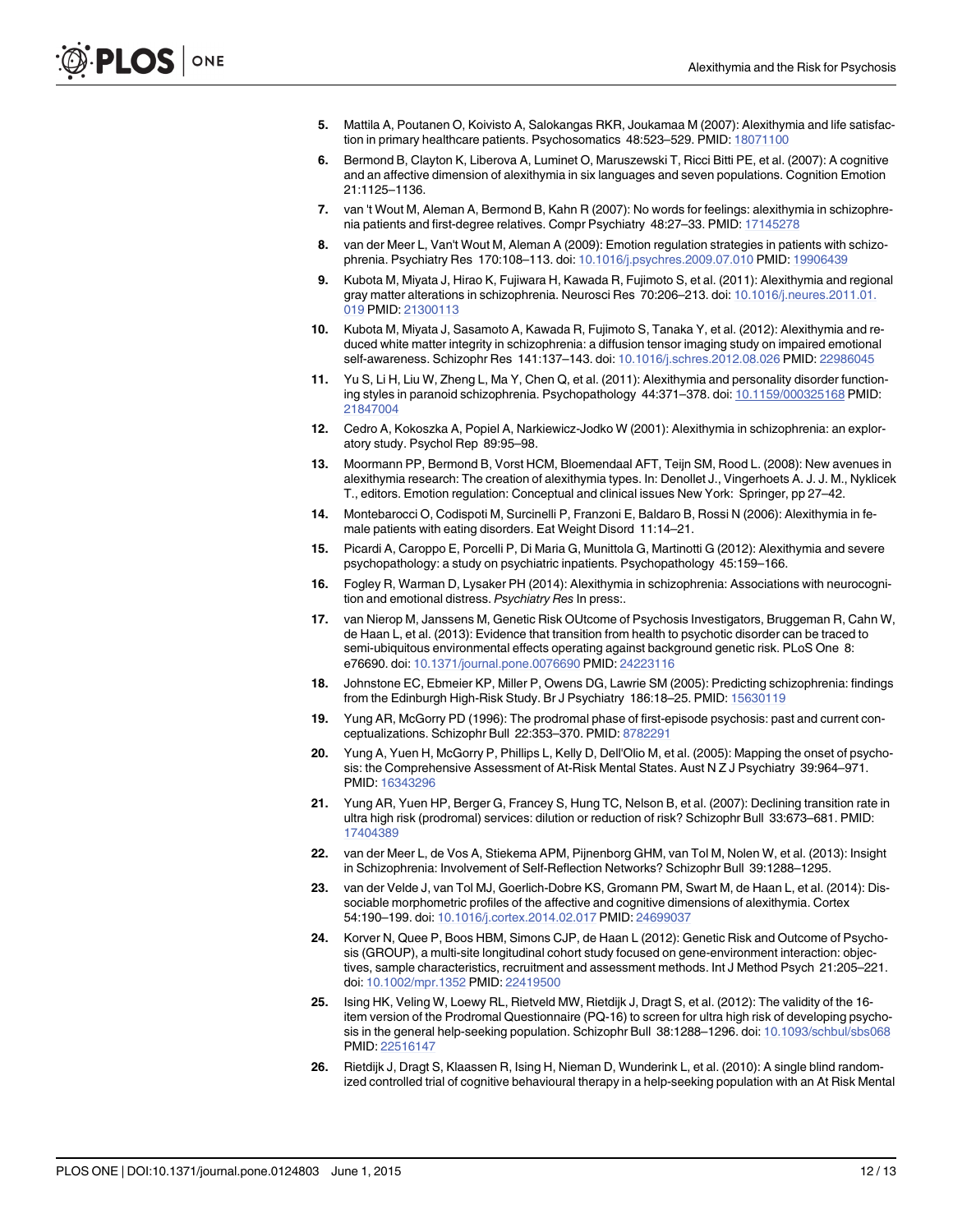5. Mattila A, Poutanen O, Koivisto A, Salokangas RKR, Joukamaa M (2007): Alexithymia and life satisfaction in primary healthcare patients. Psychosomatics 48:523–529. PMID: 18071100

6. Bermond B, Clayton K, Liberova A, Luminet O, Maruszewski T, Ricci Bitti PE, et al. (2007): A cognitive and an affective dimension of alexithymia in six languages and seven populations. Cognition Emotion 21:1125–1136.

7. van 't Wout M, Aleman A, Bermond B, Kahn R (2007): No words for feelings: alexithymia in schizophrenia patients and first-degree relatives. Compr Psychiatry 48:27–33. PMID: 17145278

8. van der Meer L, Van't Wout M, Aleman A (2009): Emotion regulation strategies in patients with schizophrenia. Psychiatry Res 170:108–113. doi: 10.1016/j.psychres.2009.07.010 PMID: 19906439

9. Kubota M, Miyata J, Hirao K, Fujiwara H, Kawada R, Fujimoto S, et al. (2011): Alexithymia and regional gray matter alterations in schizophrenia. Neurosci Res 70:206–213. doi: 10.1016/j.neures.2011.01.019 PMID: 21300113

10. Kubota M, Miyata J, Sasamoto A, Kawada R, Fujimoto S, Tanaka Y, et al. (2012): Alexithymia and reduced white matter integrity in schizophrenia: a diffusion tensor imaging study on impaired emotional self-awareness. Schizophr Res 141:137–143. doi: 10.1016/j.schres.2012.08.026 PMID: 22986045

11. Yu S, Li H, Liu W, Zheng L, Ma Y, Chen Q, et al. (2011): Alexithymia and personality disorder functioning styles in paranoid schizophrenia. Psychopathology 44:371–378. doi: 10.1159/000325168 PMID: 21847004

12. Cedro A, Kokoszka A, Popiel A, Narkiewicz-Jodko W (2001): Alexithymia in schizophrenia: an exploratory study. Psychol Rep 89:95–98.

13. Moormann PP, Bermond B, Vorst HCM, Bloemendaal AFT, Teijn SM, Rood L. (2008): New avenues in alexithymia research: The creation of alexithymia types. In: Denollet J., Vingerhoets A. J. J. M., Nyklicek T., editors. Emotion regulation: Conceptual and clinical issues New York: Springer, pp 27–42.

14. Montebarocci O, Codispoti M, Surcinelli P, Franzoni E, Baldaro B, Rossi N (2006): Alexithymia in female patients with eating disorders. Eat Weight Disord 11:14–21.

15. Picardi A, Caroppo E, Porcelli P, Di Maria G, Munittola G, Martinotti G (2012): Alexithymia and severe psychopathology: a study on psychiatric inpatients. Psychopathology 45:159–166.

16. Fogley R, Warman D, Lysaker PH (2014): Alexithymia in schizophrenia: Associations with neurocognition and emotional distress. *Psychiatry Res* In press:.

17. van Nierop M, Janssens M, Genetic Risk OUtcome of Psychosis Investigators, Bruggeman R, Cahn W, de Haan L, et al. (2013): Evidence that transition from health to psychotic disorder can be traced to semi-ubiquitous environmental effects operating against background genetic risk. PLoS One 8: e76690. doi: 10.1371/journal.pone.0076690 PMID: 24223116

18. Johnstone EC, Ebmeier KP, Miller P, Owens DG, Lawrie SM (2005): Predicting schizophrenia: findings from the Edinburgh High-Risk Study. Br J Psychiatry 186:18–25. PMID: 15630119

19. Yung AR, McGorry PD (1996): The prodromal phase of first-episode psychosis: past and current conceptualizations. Schizophr Bull 22:353–370. PMID: 8782291

20. Yung A, Yuen H, McGorry P, Phillips L, Kelly D, Dell'Olio M, et al. (2005): Mapping the onset of psychosis: the Comprehensive Assessment of At-Risk Mental States. Aust N Z J Psychiatry 39:964–971. PMID: 16343296

21. Yung AR, Yuen HP, Berger G, Francey S, Hung TC, Nelson B, et al. (2007): Declining transition rate in ultra high risk (prodromal) services: dilution or reduction of risk? Schizophr Bull 33:673–681. PMID: 17404389

22. van der Meer L, de Vos A, Stiekema APM, Pijnenborg GHM, van Tol M, Nolen W, et al. (2013): Insight in Schizophrenia: Involvement of Self-Reflection Networks? Schizophr Bull 39:1288–1295.

23. van der Velde J, van Tol MJ, Goerlich-Dobre KS, Gromann PM, Swart M, de Haan L, et al. (2014): Dissociable morphometric profiles of the affective and cognitive dimensions of alexithymia. Cortex 54:190–199. doi: 10.1016/j.cortex.2014.02.017 PMID: 24699037

24. Korver N, Quee P, Boos HBM, Simons CJP, de Haan L (2012): Genetic Risk and Outcome of Psychosis (GROUP), a multi-site longitudinal cohort study focused on gene-environment interaction: objectives, sample characteristics, recruitment and assessment methods. Int J Method Psych 21:205–221. doi: 10.1002/mpr.1352 PMID: 22419500

25. Ising HK, Veling W, Loewy RL, Rietveld MW, Rietdijk J, Dragt S, et al. (2012): The validity of the 16-item version of the Prodromal Questionnaire (PQ-16) to screen for ultra high risk of developing psychosis in the general help-seeking population. Schizophr Bull 38:1288–1296. doi: 10.1093/schbul/sbs068 PMID: 22516147

26. Rietdijk J, Dragt S, Klaassen R, Ising H, Nieman D, Wunderink L, et al. (2010): A single blind randomized controlled trial of cognitive behavioural therapy in a help-seeking population with an At Risk Mental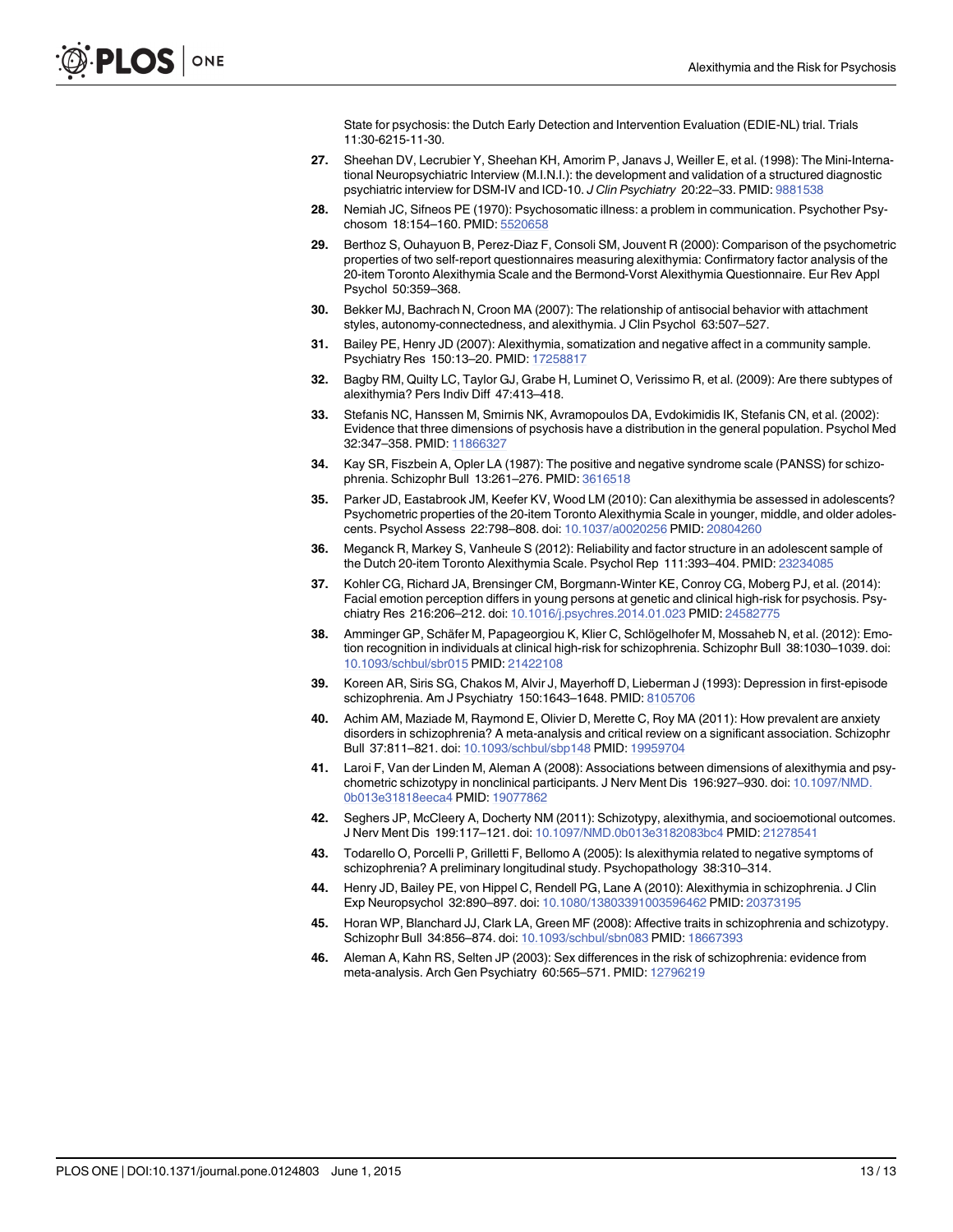State for psychosis: the Dutch Early Detection and Intervention Evaluation (EDIE-NL) trial. Trials 11:30-6215-11-30.

27. Sheehan DV, Lecrubier Y, Sheehan KH, Amorim P, Janavs J, Weiller E, et al. (1998): The Mini-International Neuropsychiatric Interview (M.I.N.I.): the development and validation of a structured diagnostic psychiatric interview for DSM-IV and ICD-10. *J Clin Psychiatry* 20:22–33. PMID: 9881538

28. Nemiah JC, Sifneos PE (1970): Psychosomatic illness: a problem in communication. Psychother Psychosom 18:154–160. PMID: 5520658

29. Berthoz S, Ouhayuon B, Perez-Diaz F, Consoli SM, Jouvent R (2000): Comparison of the psychometric properties of two self-report questionnaires measuring alexithymia: Confirmatory factor analysis of the 20-item Toronto Alexithymia Scale and the Bermond-Vorst Alexithymia Questionnaire. Eur Rev Appl Psychol 50:359–368.

30. Bekker MJ, Bachrach N, Croon MA (2007): The relationship of antisocial behavior with attachment styles, autonomy-connectedness, and alexithymia. J Clin Psychol 63:507–527.

31. Bailey PE, Henry JD (2007): Alexithymia, somatization and negative affect in a community sample. Psychiatry Res 150:13–20. PMID: 17258817

32. Bagby RM, Quilty LC, Taylor GJ, Grabe H, Luminet O, Verissimo R, et al. (2009): Are there subtypes of alexithymia? Pers Indiv Diff 47:413–418.

33. Stefanis NC, Hanssen M, Smirnis NK, Avramopoulos DA, Evdokimidis IK, Stefanis CN, et al. (2002): Evidence that three dimensions of psychosis have a distribution in the general population. Psychol Med 32:347–358. PMID: 11866327

34. Kay SR, Fiszbein A, Opler LA (1987): The positive and negative syndrome scale (PANSS) for schizophrenia. Schizophr Bull 13:261–276. PMID: 3616518

35. Parker JD, Eastabrook JM, Keefer KV, Wood LM (2010): Can alexithymia be assessed in adolescents? Psychometric properties of the 20-item Toronto Alexithymia Scale in younger, middle, and older adolescents. Psychol Assess 22:798–808. doi: 10.1037/a0020256 PMID: 20804260

36. Meganck R, Markey S, Vanheule S (2012): Reliability and factor structure in an adolescent sample of the Dutch 20-item Toronto Alexithymia Scale. Psychol Rep 111:393–404. PMID: 23234085

37. Kohler CG, Richard JA, Brensinger CM, Borgmann-Winter KE, Conroy CG, Moberg PJ, et al. (2014): Facial emotion perception differs in young persons at genetic and clinical high-risk for psychosis. Psychiatry Res 216:206–212. doi: 10.1016/j.psychres.2014.01.023 PMID: 24582775

38. Amminger GP, Schäfer M, Papageorgiou K, Klier C, Schlögelhofer M, Mossaheb N, et al. (2012): Emotion recognition in individuals at clinical high-risk for schizophrenia. Schizophr Bull 38:1030–1039. doi: 10.1093/schbul/sbr015 PMID: 21422108

39. Koreen AR, Siris SG, Chakos M, Alvir J, Mayerhoff D, Lieberman J (1993): Depression in first-episode schizophrenia. Am J Psychiatry 150:1643–1648. PMID: 8105706

40. Achim AM, Maziade M, Raymond E, Olivier D, Merette C, Roy MA (2011): How prevalent are anxiety disorders in schizophrenia? A meta-analysis and critical review on a significant association. Schizophr Bull 37:811–821. doi: 10.1093/schbul/sbp148 PMID: 19959704

41. Laroi F, Van der Linden M, Aleman A (2008): Associations between dimensions of alexithymia and psychometric schizotypy in nonclinical participants. J Nerv Ment Dis 196:927–930. doi: 10.1097/NMD.0b013e31818eeca4 PMID: 19077862

42. Seghers JP, McCleery A, Docherty NM (2011): Schizotypy, alexithymia, and socioemotional outcomes. J Nerv Ment Dis 199:117–121. doi: 10.1097/NMD.0b013e3182083bc4 PMID: 21278541

43. Todarello O, Porcelli P, Grilletti F, Bellomo A (2005): Is alexithymia related to negative symptoms of schizophrenia? A preliminary longitudinal study. Psychopathology 38:310–314.

44. Henry JD, Bailey PE, von Hippel C, Rendell PG, Lane A (2010): Alexithymia in schizophrenia. J Clin Exp Neuropsychol 32:890–897. doi: 10.1080/13803391003596462 PMID: 20373195

45. Horan WP, Blanchard JJ, Clark LA, Green MF (2008): Affective traits in schizophrenia and schizotypy. Schizophr Bull 34:856–874. doi: 10.1093/schbul/sbn083 PMID: 18667393

46. Aleman A, Kahn RS, Selten JP (2003): Sex differences in the risk of schizophrenia: evidence from meta-analysis. Arch Gen Psychiatry 60:565–571. PMID: 12796219